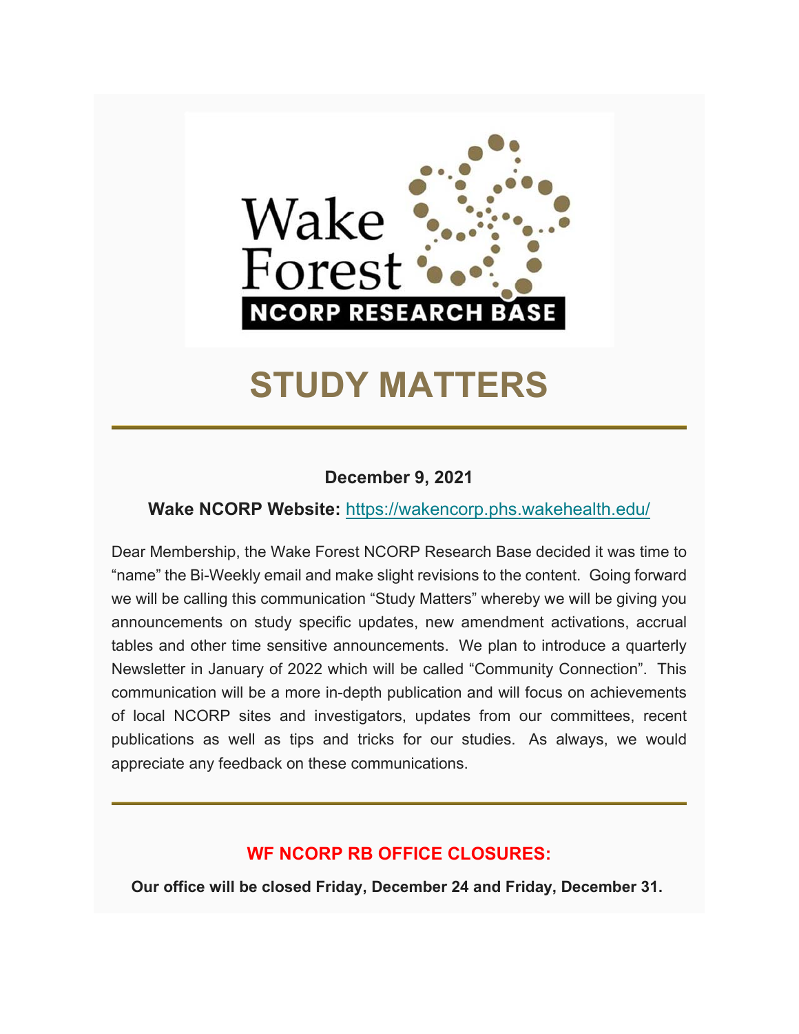Wake Forest

NCORP RESEARCH BASE

# STUDY MATTERS

---

**December 9, 2021**

**Wake NCORP Website:** https://wakencorp.phs.wakehealth.edu/

Dear Membership, the Wake Forest NCORP Research Base decided it was time to "name" the Bi-Weekly email and make slight revisions to the content. Going forward we will be calling this communication "Study Matters" whereby we will be giving you announcements on study specific updates, new amendment activations, accrual tables and other time sensitive announcements. We plan to introduce a quarterly Newsletter in January of 2022 which will be called "Community Connection". This communication will be a more in-depth publication and will focus on achievements of local NCORP sites and investigators, updates from our committees, recent publications as well as tips and tricks for our studies. As always, we would appreciate any feedback on these communications.

---

## WF NCORP RB OFFICE CLOSURES:

**Our office will be closed Friday, December 24 and Friday, December 31.**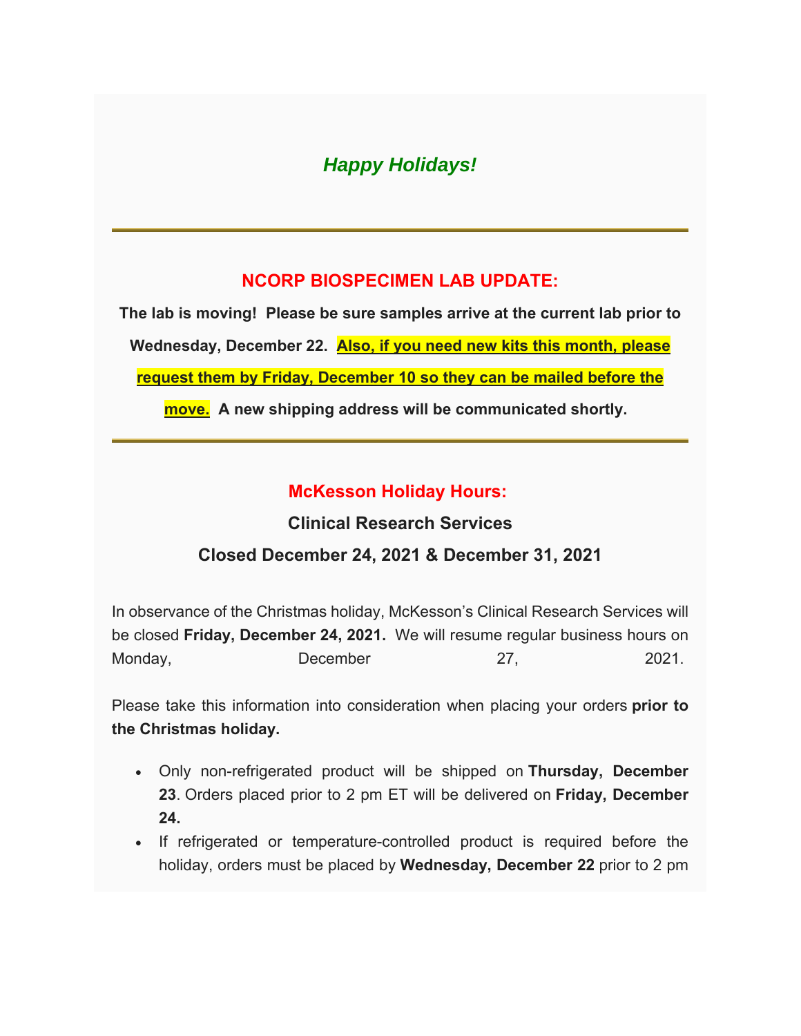## *Happy Holidays!*

---

## NCORP BIOSPECIMEN LAB UPDATE:

**The lab is moving! Please be sure samples arrive at the current lab prior to Wednesday, December 22. Also, if you need new kits this month, please request them by Friday, December 10 so they can be mailed before the move. A new shipping address will be communicated shortly.**

---

## McKesson Holiday Hours:

### Clinical Research Services

### Closed December 24, 2021 & December 31, 2021

In observance of the Christmas holiday, McKesson's Clinical Research Services will be closed **Friday, December 24, 2021.** We will resume regular business hours on Monday, December 27, 2021.

Please take this information into consideration when placing your orders **prior to the Christmas holiday.**

- Only non-refrigerated product will be shipped on **Thursday, December 23**. Orders placed prior to 2 pm ET will be delivered on **Friday, December 24.**
- If refrigerated or temperature-controlled product is required before the holiday, orders must be placed by **Wednesday, December 22** prior to 2 pm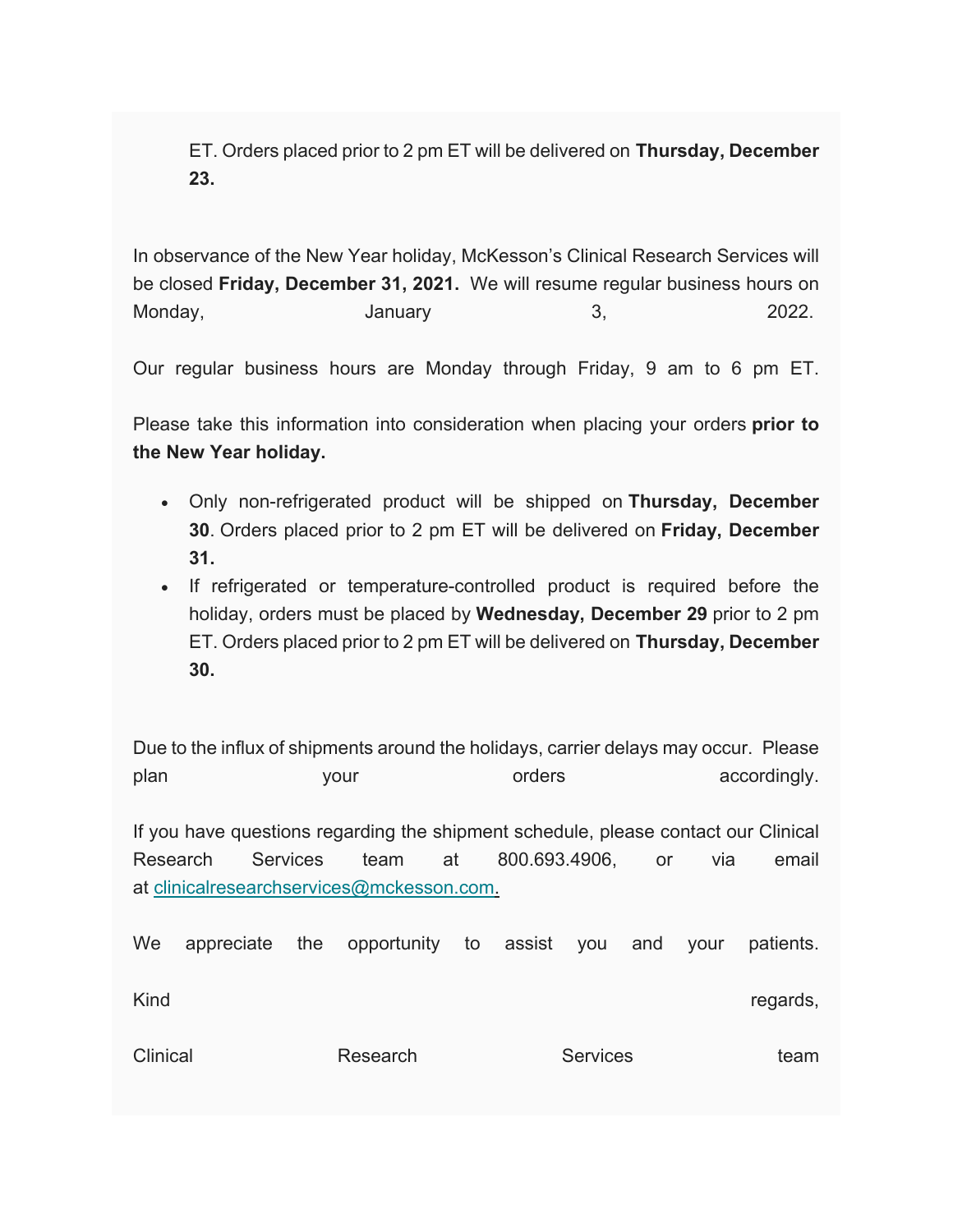ET. Orders placed prior to 2 pm ET will be delivered on **Thursday, December 23.**

In observance of the New Year holiday, McKesson's Clinical Research Services will be closed **Friday, December 31, 2021.** We will resume regular business hours on Monday, January 3, 2022.

Our regular business hours are Monday through Friday, 9 am to 6 pm ET.

Please take this information into consideration when placing your orders **prior to the New Year holiday.**

- Only non-refrigerated product will be shipped on **Thursday, December 30**. Orders placed prior to 2 pm ET will be delivered on **Friday, December 31.**
- If refrigerated or temperature-controlled product is required before the holiday, orders must be placed by **Wednesday, December 29** prior to 2 pm ET. Orders placed prior to 2 pm ET will be delivered on **Thursday, December 30.**

Due to the influx of shipments around the holidays, carrier delays may occur. Please plan your orders accordingly.

If you have questions regarding the shipment schedule, please contact our Clinical Research Services team at 800.693.4906, or via email at clinicalresearchservices@mckesson.com.

We appreciate the opportunity to assist you and your patients.

Kind regards,

Clinical Research Services team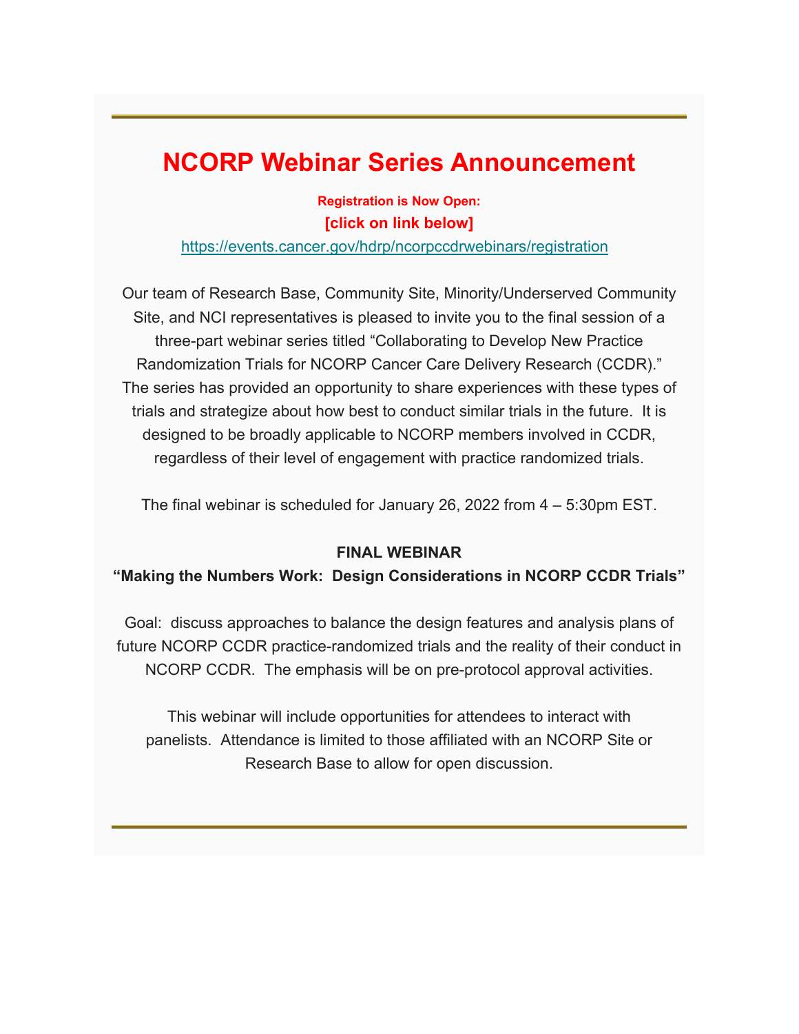# NCORP Webinar Series Announcement

**Registration is Now Open:**

**[click on link below]**

https://events.cancer.gov/hdrp/ncorpccdrwebinars/registration

Our team of Research Base, Community Site, Minority/Underserved Community Site, and NCI representatives is pleased to invite you to the final session of a three-part webinar series titled "Collaborating to Develop New Practice Randomization Trials for NCORP Cancer Care Delivery Research (CCDR)." The series has provided an opportunity to share experiences with these types of trials and strategize about how best to conduct similar trials in the future. It is designed to be broadly applicable to NCORP members involved in CCDR, regardless of their level of engagement with practice randomized trials.

The final webinar is scheduled for January 26, 2022 from 4 – 5:30pm EST.

**FINAL WEBINAR**

**"Making the Numbers Work: Design Considerations in NCORP CCDR Trials"**

Goal: discuss approaches to balance the design features and analysis plans of future NCORP CCDR practice-randomized trials and the reality of their conduct in NCORP CCDR. The emphasis will be on pre-protocol approval activities.

This webinar will include opportunities for attendees to interact with panelists. Attendance is limited to those affiliated with an NCORP Site or Research Base to allow for open discussion.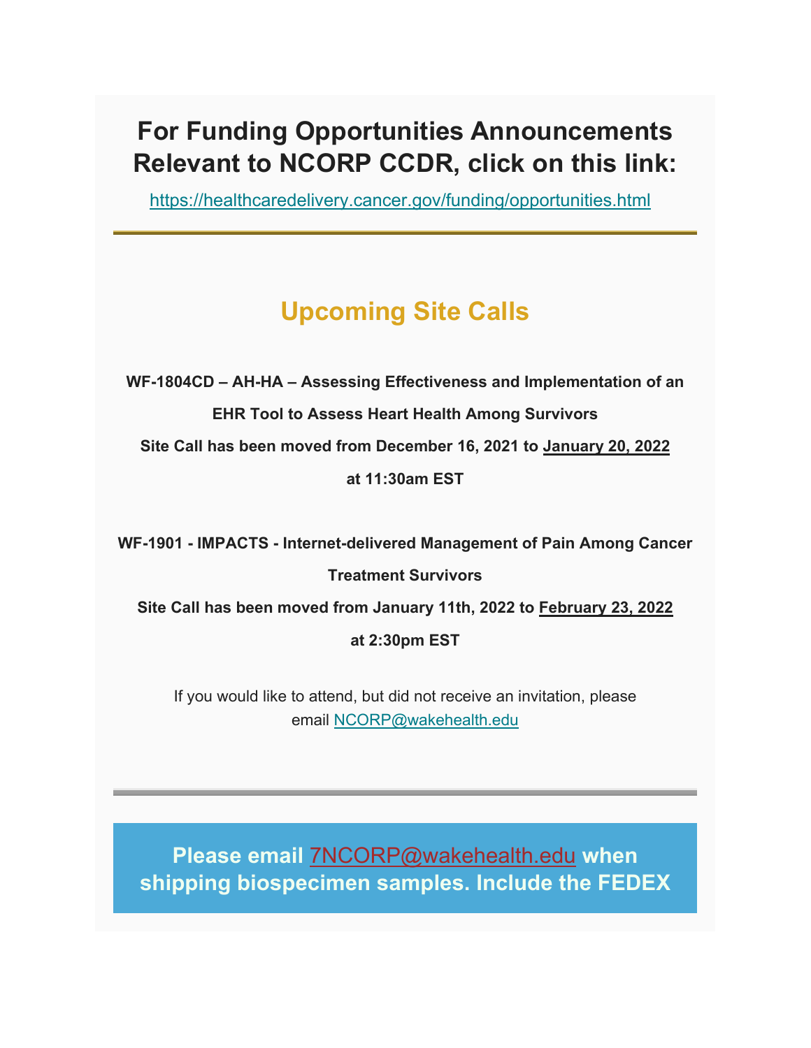# For Funding Opportunities Announcements Relevant to NCORP CCDR, click on this link:

https://healthcaredelivery.cancer.gov/funding/opportunities.html

---

## Upcoming Site Calls

**WF-1804CD – AH-HA – Assessing Effectiveness and Implementation of an EHR Tool to Assess Heart Health Among Survivors**

**Site Call has been moved from December 16, 2021 to January 20, 2022 at 11:30am EST**

**WF-1901 - IMPACTS - Internet-delivered Management of Pain Among Cancer Treatment Survivors**

**Site Call has been moved from January 11th, 2022 to February 23, 2022 at 2:30pm EST**

If you would like to attend, but did not receive an invitation, please email NCORP@wakehealth.edu

---

**Please email 7NCORP@wakehealth.edu when shipping biospecimen samples. Include the FEDEX**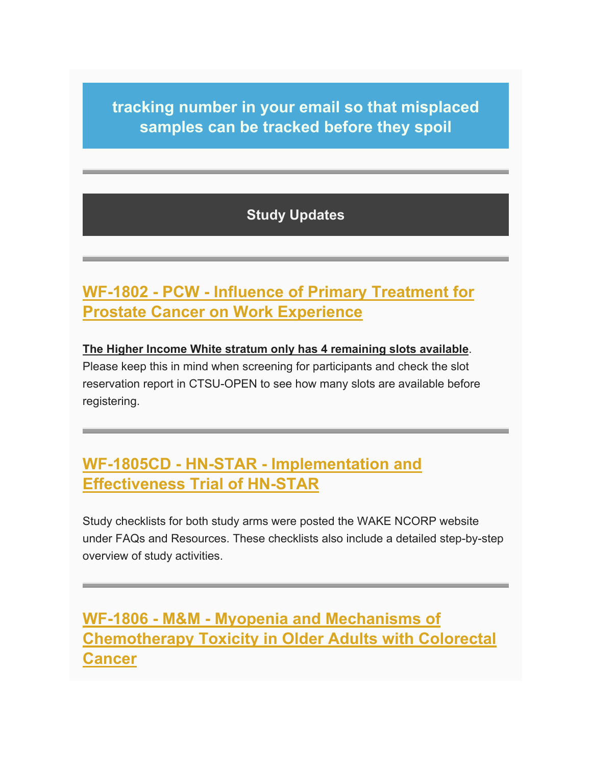**tracking number in your email so that misplaced samples can be tracked before they spoil**

---

## Study Updates

---

## WF-1802 - PCW - Influence of Primary Treatment for Prostate Cancer on Work Experience

**The Higher Income White stratum only has 4 remaining slots available**. Please keep this in mind when screening for participants and check the slot reservation report in CTSU-OPEN to see how many slots are available before registering.

---

## WF-1805CD - HN-STAR - Implementation and Effectiveness Trial of HN-STAR

Study checklists for both study arms were posted the WAKE NCORP website under FAQs and Resources. These checklists also include a detailed step-by-step overview of study activities.

---

## WF-1806 - M&M - Myopenia and Mechanisms of Chemotherapy Toxicity in Older Adults with Colorectal Cancer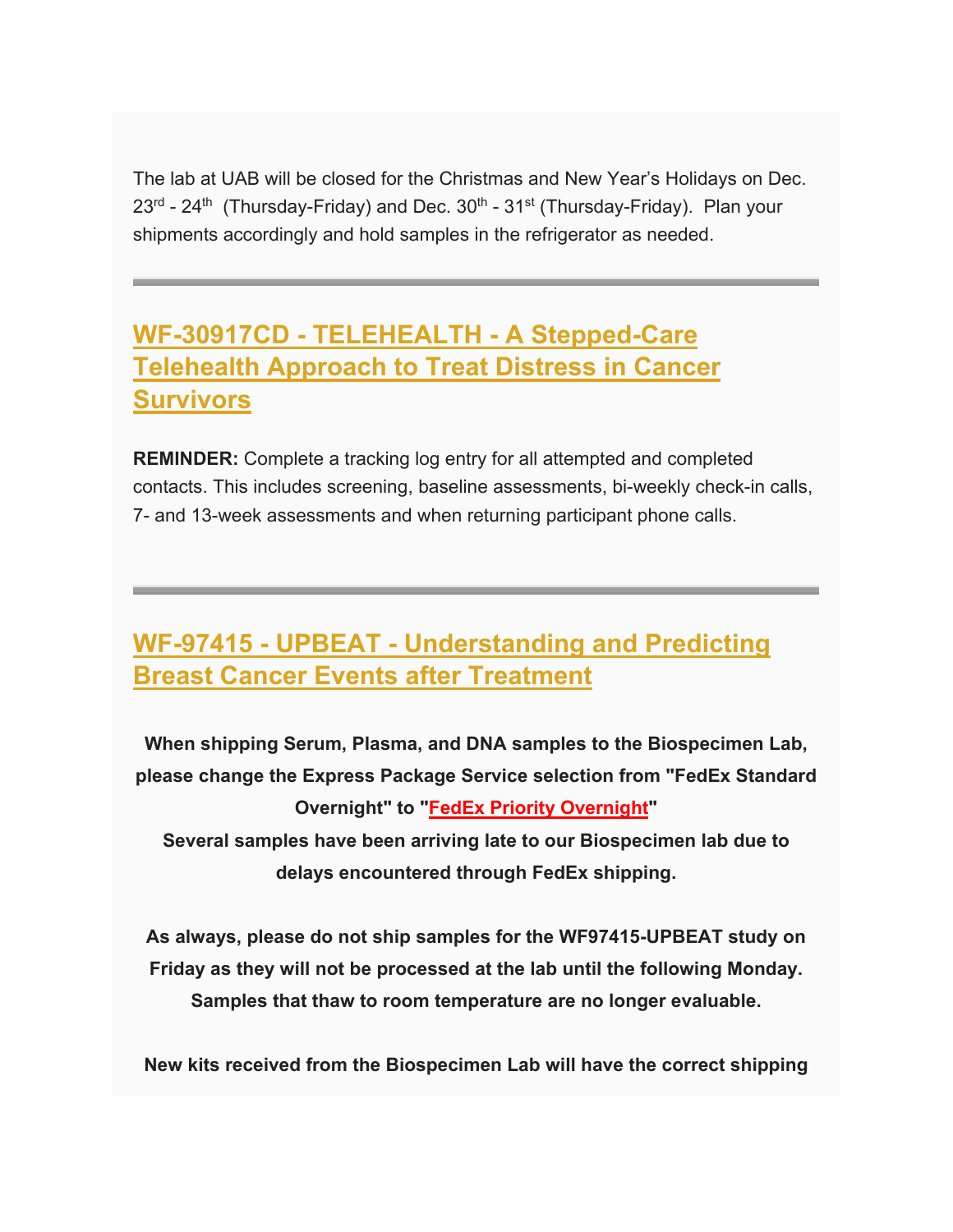The lab at UAB will be closed for the Christmas and New Year's Holidays on Dec. 23rd - 24th (Thursday-Friday) and Dec. 30th - 31st (Thursday-Friday). Plan your shipments accordingly and hold samples in the refrigerator as needed.

---

## WF-30917CD - TELEHEALTH - A Stepped-Care Telehealth Approach to Treat Distress in Cancer Survivors

**REMINDER:** Complete a tracking log entry for all attempted and completed contacts. This includes screening, baseline assessments, bi-weekly check-in calls, 7- and 13-week assessments and when returning participant phone calls.

---

## WF-97415 - UPBEAT - Understanding and Predicting Breast Cancer Events after Treatment

**When shipping Serum, Plasma, and DNA samples to the Biospecimen Lab, please change the Express Package Service selection from "FedEx Standard Overnight" to "FedEx Priority Overnight"**

**Several samples have been arriving late to our Biospecimen lab due to delays encountered through FedEx shipping.**

**As always, please do not ship samples for the WF97415-UPBEAT study on Friday as they will not be processed at the lab until the following Monday. Samples that thaw to room temperature are no longer evaluable.**

**New kits received from the Biospecimen Lab will have the correct shipping**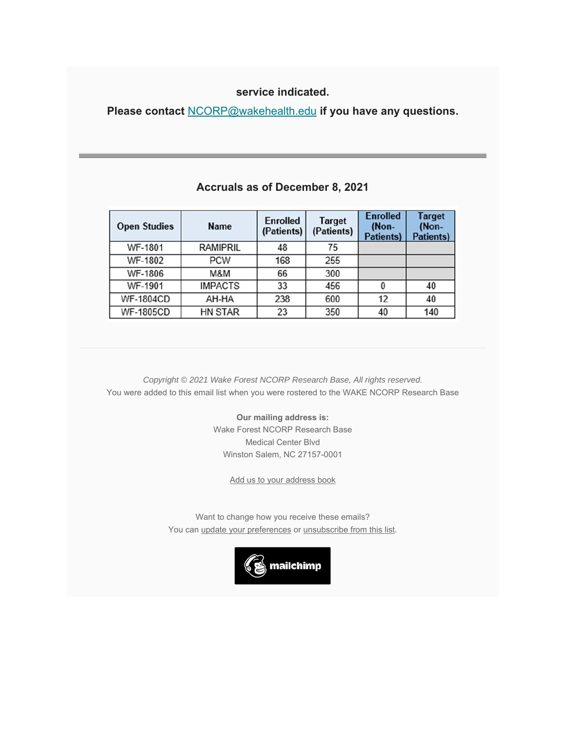**service indicated.**

**Please contact NCORP@wakehealth.edu if you have any questions.**

---

### Accruals as of December 8, 2021

| Open Studies | Name | Enrolled (Patients) | Target (Patients) | Enrolled (Non-Patients) | Target (Non-Patients) |
|---|---|---|---|---|---|
| WF-1801 | RAMIPRIL | 48 | 75 | | |
| WF-1802 | PCW | 168 | 255 | | |
| WF-1806 | M&M | 66 | 300 | | |
| WF-1901 | IMPACTS | 33 | 456 | 0 | 40 |
| WF-1804CD | AH-HA | 238 | 600 | 12 | 40 |
| WF-1805CD | HN STAR | 23 | 350 | 40 | 140 |

---

*Copyright © 2021 Wake Forest NCORP Research Base, All rights reserved.*
You were added to this email list when you were rostered to the WAKE NCORP Research Base

**Our mailing address is:**
Wake Forest NCORP Research Base
Medical Center Blvd
Winston Salem, NC 27157-0001

Add us to your address book

Want to change how you receive these emails?
You can update your preferences or unsubscribe from this list.

mailchimp